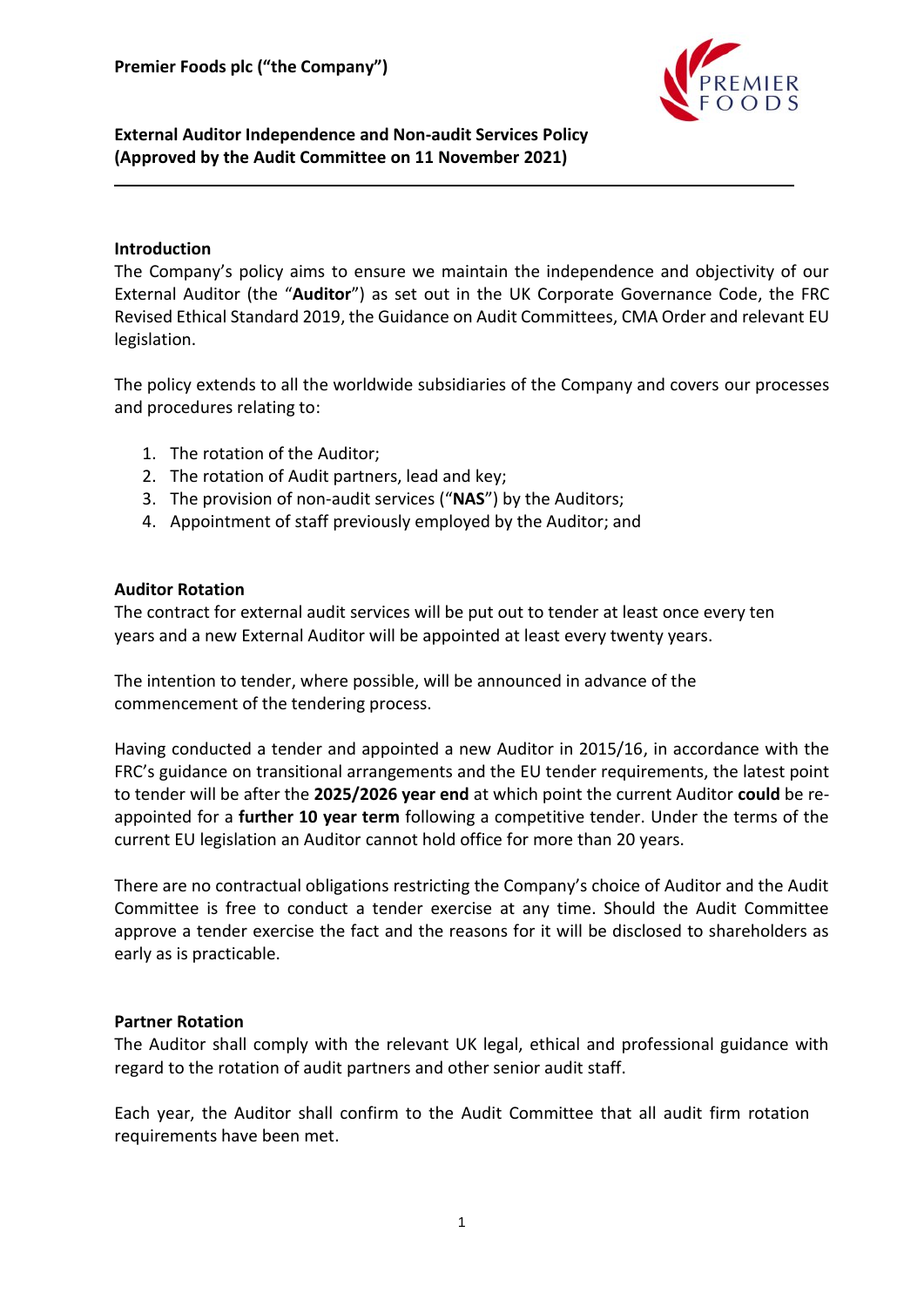**Premier Foods plc ("the Company")**

**External Auditor Independence and Non-audit Services Policy (Approved by the Audit Committee on 11 November 2021)**

---

**Introduction**

The Company's policy aims to ensure we maintain the independence and objectivity of our External Auditor (the "**Auditor**") as set out in the UK Corporate Governance Code, the FRC Revised Ethical Standard 2019, the Guidance on Audit Committees, CMA Order and relevant EU legislation.

The policy extends to all the worldwide subsidiaries of the Company and covers our processes and procedures relating to:

1. The rotation of the Auditor;
2. The rotation of Audit partners, lead and key;
3. The provision of non-audit services ("**NAS**") by the Auditors;
4. Appointment of staff previously employed by the Auditor; and

**Auditor Rotation**

The contract for external audit services will be put out to tender at least once every ten years and a new External Auditor will be appointed at least every twenty years.

The intention to tender, where possible, will be announced in advance of the commencement of the tendering process.

Having conducted a tender and appointed a new Auditor in 2015/16, in accordance with the FRC's guidance on transitional arrangements and the EU tender requirements, the latest point to tender will be after the **2025/2026 year end** at which point the current Auditor **could** be re-appointed for a **further 10 year term** following a competitive tender. Under the terms of the current EU legislation an Auditor cannot hold office for more than 20 years.

There are no contractual obligations restricting the Company's choice of Auditor and the Audit Committee is free to conduct a tender exercise at any time. Should the Audit Committee approve a tender exercise the fact and the reasons for it will be disclosed to shareholders as early as is practicable.

**Partner Rotation**

The Auditor shall comply with the relevant UK legal, ethical and professional guidance with regard to the rotation of audit partners and other senior audit staff.

Each year, the Auditor shall confirm to the Audit Committee that all audit firm rotation requirements have been met.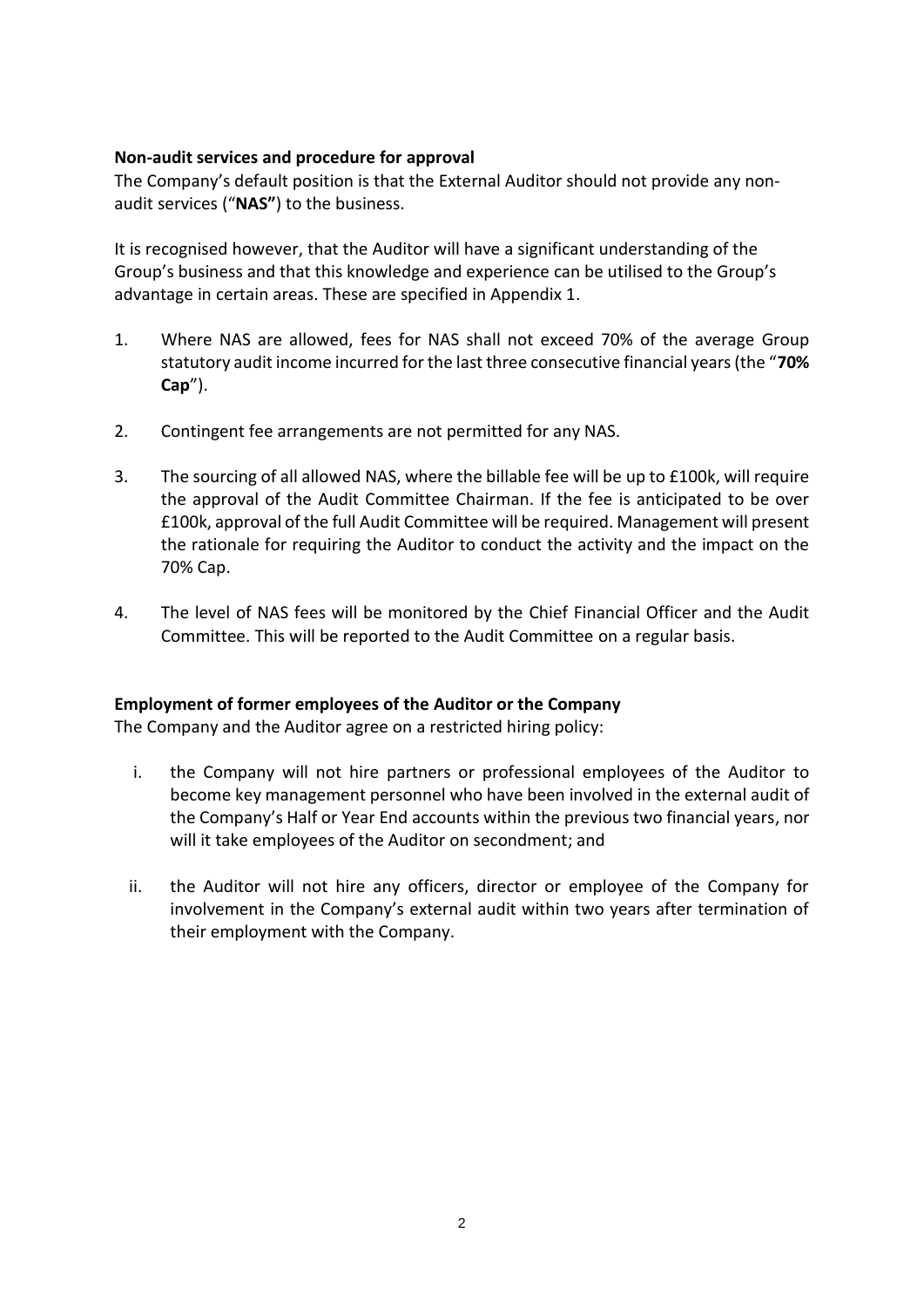**Non-audit services and procedure for approval**

The Company's default position is that the External Auditor should not provide any non-audit services ("**NAS"**) to the business.

It is recognised however, that the Auditor will have a significant understanding of the Group's business and that this knowledge and experience can be utilised to the Group's advantage in certain areas. These are specified in Appendix 1.

1. Where NAS are allowed, fees for NAS shall not exceed 70% of the average Group statutory audit income incurred for the last three consecutive financial years (the "**70% Cap**").

2. Contingent fee arrangements are not permitted for any NAS.

3. The sourcing of all allowed NAS, where the billable fee will be up to £100k, will require the approval of the Audit Committee Chairman. If the fee is anticipated to be over £100k, approval of the full Audit Committee will be required. Management will present the rationale for requiring the Auditor to conduct the activity and the impact on the 70% Cap.

4. The level of NAS fees will be monitored by the Chief Financial Officer and the Audit Committee. This will be reported to the Audit Committee on a regular basis.

**Employment of former employees of the Auditor or the Company**

The Company and the Auditor agree on a restricted hiring policy:

i. the Company will not hire partners or professional employees of the Auditor to become key management personnel who have been involved in the external audit of the Company's Half or Year End accounts within the previous two financial years, nor will it take employees of the Auditor on secondment; and

ii. the Auditor will not hire any officers, director or employee of the Company for involvement in the Company's external audit within two years after termination of their employment with the Company.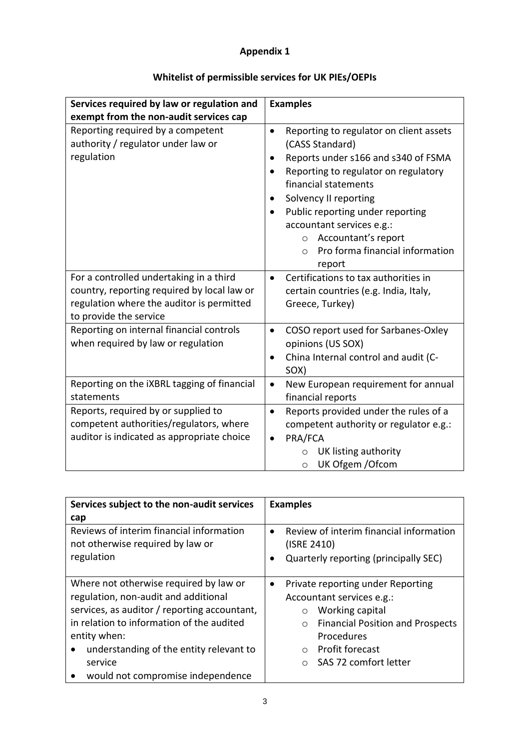# Appendix 1

## Whitelist of permissible services for UK PIEs/OEPIs

| Services required by law or regulation and exempt from the non-audit services cap | Examples |
|---|---|
| Reporting required by a competent authority / regulator under law or regulation | • Reporting to regulator on client assets (CASS Standard)<br>• Reports under s166 and s340 of FSMA<br>• Reporting to regulator on regulatory financial statements<br>• Solvency II reporting<br>• Public reporting under reporting accountant services e.g.:<br>&nbsp;&nbsp;&nbsp;&nbsp;○ Accountant's report<br>&nbsp;&nbsp;&nbsp;&nbsp;○ Pro forma financial information report |
| For a controlled undertaking in a third country, reporting required by local law or regulation where the auditor is permitted to provide the service | • Certifications to tax authorities in certain countries (e.g. India, Italy, Greece, Turkey) |
| Reporting on internal financial controls when required by law or regulation | • COSO report used for Sarbanes-Oxley opinions (US SOX)<br>• China Internal control and audit (C-SOX) |
| Reporting on the iXBRL tagging of financial statements | • New European requirement for annual financial reports |
| Reports, required by or supplied to competent authorities/regulators, where auditor is indicated as appropriate choice | • Reports provided under the rules of a competent authority or regulator e.g.:<br>• PRA/FCA<br>&nbsp;&nbsp;&nbsp;&nbsp;○ UK listing authority<br>&nbsp;&nbsp;&nbsp;&nbsp;○ UK Ofgem /Ofcom |

| Services subject to the non-audit services cap | Examples |
|---|---|
| Reviews of interim financial information not otherwise required by law or regulation | • Review of interim financial information (ISRE 2410)<br>• Quarterly reporting (principally SEC) |
| Where not otherwise required by law or regulation, non-audit and additional services, as auditor / reporting accountant, in relation to information of the audited entity when:<br>• understanding of the entity relevant to service<br>• would not compromise independence | • Private reporting under Reporting Accountant services e.g.:<br>&nbsp;&nbsp;&nbsp;&nbsp;○ Working capital<br>&nbsp;&nbsp;&nbsp;&nbsp;○ Financial Position and Prospects Procedures<br>&nbsp;&nbsp;&nbsp;&nbsp;○ Profit forecast<br>&nbsp;&nbsp;&nbsp;&nbsp;○ SAS 72 comfort letter |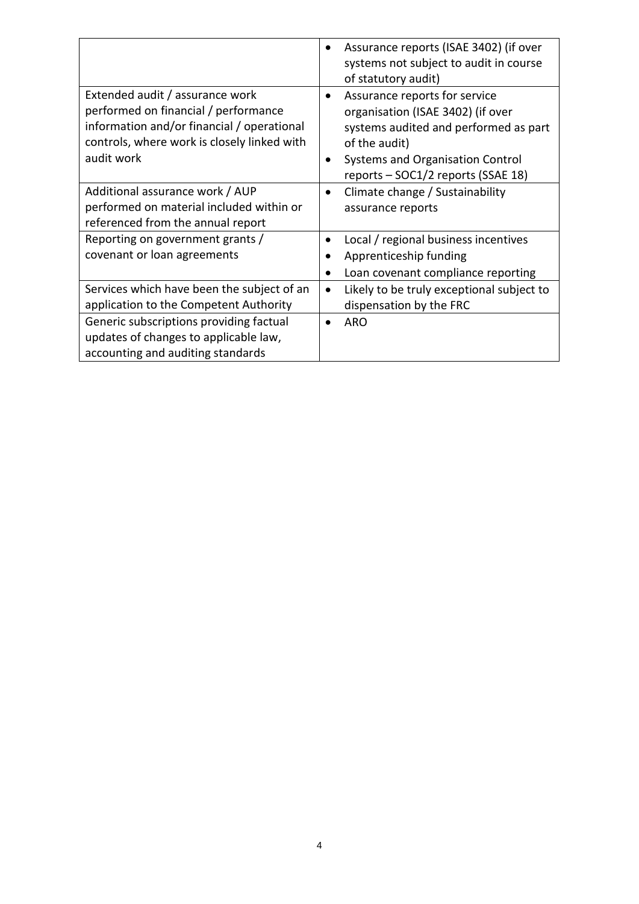| | |
|---|---|
| | • Assurance reports (ISAE 3402) (if over systems not subject to audit in course of statutory audit) |
| Extended audit / assurance work performed on financial / performance information and/or financial / operational controls, where work is closely linked with audit work | • Assurance reports for service organisation (ISAE 3402) (if over systems audited and performed as part of the audit)<br>• Systems and Organisation Control reports – SOC1/2 reports (SSAE 18) |
| Additional assurance work / AUP performed on material included within or referenced from the annual report | • Climate change / Sustainability assurance reports |
| Reporting on government grants / covenant or loan agreements | • Local / regional business incentives<br>• Apprenticeship funding<br>• Loan covenant compliance reporting |
| Services which have been the subject of an application to the Competent Authority | • Likely to be truly exceptional subject to dispensation by the FRC |
| Generic subscriptions providing factual updates of changes to applicable law, accounting and auditing standards | • ARO |